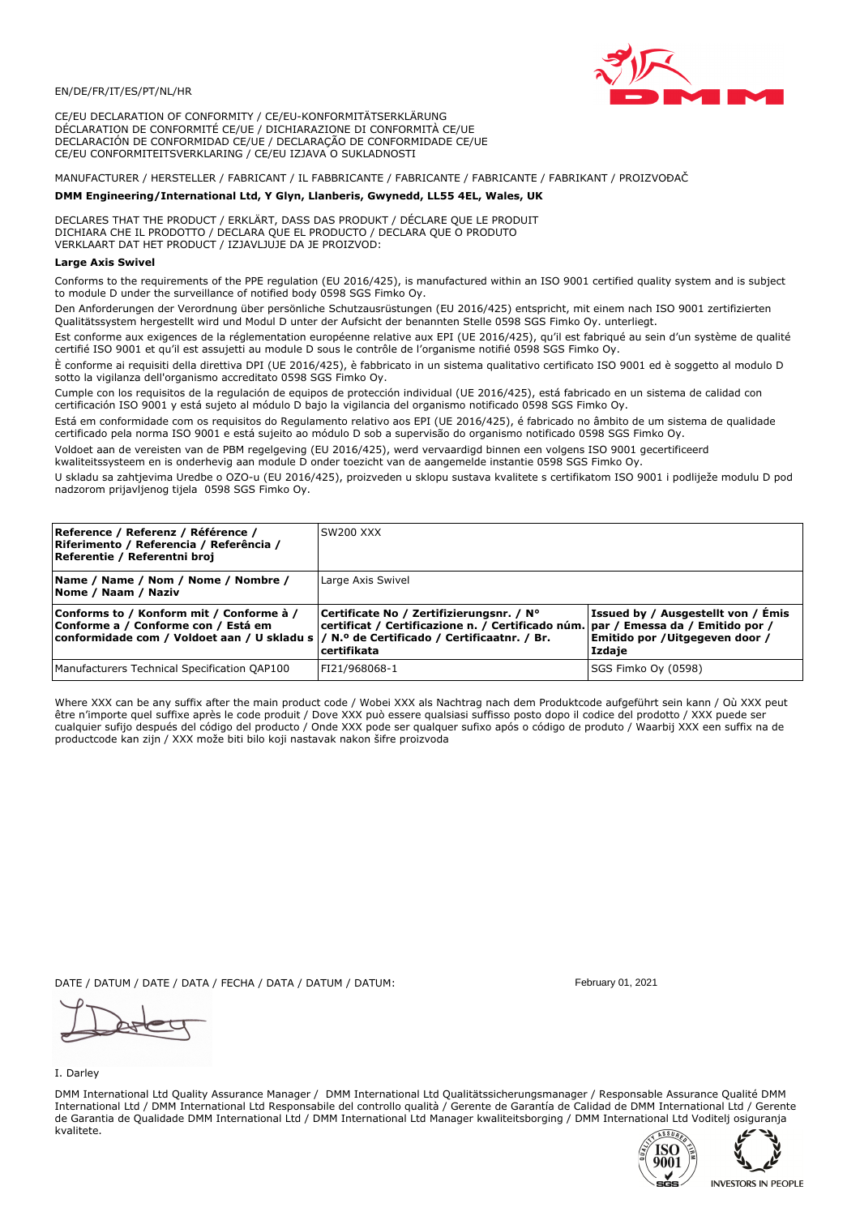EN/DE/FR/IT/ES/PT/NL/HR

CE/EU DECLARATION OF CONFORMITY / CE/EU-KONFORMITÄTSERKLÄRUNG
DÉCLARATION DE CONFORMITÉ CE/UE / DICHIARAZIONE DI CONFORMITÀ CE/UE
DECLARACIÓN DE CONFORMIDAD CE/UE / DECLARAÇÃO DE CONFORMIDADE CE/UE
CE/EU CONFORMITEITSVERKLARING / CE/EU IZJAVA O SUKLADNOSTI

MANUFACTURER / HERSTELLER / FABRICANT / IL FABBRICANTE / FABRICANTE / FABRICANTE / FABRIKANT / PROIZVOĐAČ

**DMM Engineering/International Ltd, Y Glyn, Llanberis, Gwynedd, LL55 4EL, Wales, UK**

DECLARES THAT THE PRODUCT / ERKLÄRT, DASS DAS PRODUKT / DÉCLARE QUE LE PRODUIT
DICHIARA CHE IL PRODOTTO / DECLARA QUE EL PRODUCTO / DECLARA QUE O PRODUTO
VERKLAART DAT HET PRODUCT / IZJAVLJUJE DA JE PROIZVOD:

**Large Axis Swivel**

Conforms to the requirements of the PPE regulation (EU 2016/425), is manufactured within an ISO 9001 certified quality system and is subject to module D under the surveillance of notified body 0598 SGS Fimko Oy.

Den Anforderungen der Verordnung über persönliche Schutzausrüstungen (EU 2016/425) entspricht, mit einem nach ISO 9001 zertifizierten Qualitätssystem hergestellt wird und Modul D unter der Aufsicht der benannten Stelle 0598 SGS Fimko Oy. unterliegt.

Est conforme aux exigences de la réglementation européenne relative aux EPI (UE 2016/425), qu'il est fabriqué au sein d'un système de qualité certifié ISO 9001 et qu'il est assujetti au module D sous le contrôle de l'organisme notifié 0598 SGS Fimko Oy.

È conforme ai requisiti della direttiva DPI (UE 2016/425), è fabbricato in un sistema qualitativo certificato ISO 9001 ed è soggetto al modulo D sotto la vigilanza dell'organismo accreditato 0598 SGS Fimko Oy.

Cumple con los requisitos de la regulación de equipos de protección individual (UE 2016/425), está fabricado en un sistema de calidad con certificación ISO 9001 y está sujeto al módulo D bajo la vigilancia del organismo notificado 0598 SGS Fimko Oy.

Está em conformidade com os requisitos do Regulamento relativo aos EPI (UE 2016/425), é fabricado no âmbito de um sistema de qualidade certificado pela norma ISO 9001 e está sujeito ao módulo D sob a supervisão do organismo notificado 0598 SGS Fimko Oy.

Voldoet aan de vereisten van de PBM regelgeving (EU 2016/425), werd vervaardigd binnen een volgens ISO 9001 gecertificeerd kwaliteitssysteem en is onderhevig aan module D onder toezicht van de aangemelde instantie 0598 SGS Fimko Oy.

U skladu sa zahtjevima Uredbe o OZO-u (EU 2016/425), proizveden u sklopu sustava kvalitete s certifikatom ISO 9001 i podliježe modulu D pod nadzorom prijavljenog tijela 0598 SGS Fimko Oy.

| **Reference / Referenz / Référence / Riferimento / Referencia / Referência / Referentie / Referentni broj** | SW200 XXX | |
|---|---|---|
| **Name / Name / Nom / Nome / Nombre / Nome / Naam / Naziv** | Large Axis Swivel | |
| **Conforms to / Konform mit / Conforme à / Conforme a / Conforme con / Está em conformidade com / Voldoet aan / U skladu s** | **Certificate No / Zertifizierungsnr. / N° certificat / Certificazione n. / Certificado núm. / N.º de Certificado / Certificaatnr. / Br. certifikata** | **Issued by / Ausgestellt von / Émis par / Emessa da / Emitido por / Emitido por / Uitgegeven door / Izdaje** |
| Manufacturers Technical Specification QAP100 | FI21/968068-1 | SGS Fimko Oy (0598) |

Where XXX can be any suffix after the main product code / Wobei XXX als Nachtrag nach dem Produktcode aufgeführt sein kann / Où XXX peut être n'importe quel suffixe après le code produit / Dove XXX può essere qualsiasi suffisso posto dopo il codice del prodotto / XXX puede ser cualquier sufijo después del código del producto / Onde XXX pode ser qualquer sufixo após o código de produto / Waarbij XXX een suffix na de productcode kan zijn / XXX može biti bilo koji nastavak nakon šifre proizvoda

DATE / DATUM / DATE / DATA / FECHA / DATA / DATUM / DATUM: February 01, 2021

I. Darley

DMM International Ltd Quality Assurance Manager / DMM International Ltd Qualitätssicherungsmanager / Responsable Assurance Qualité DMM International Ltd / DMM International Ltd Responsabile del controllo qualità / Gerente de Garantía de Calidad de DMM International Ltd / Gerente de Garantia de Qualidade DMM International Ltd / DMM International Ltd Manager kwaliteitsborging / DMM International Ltd Voditelj osiguranja kvalitete.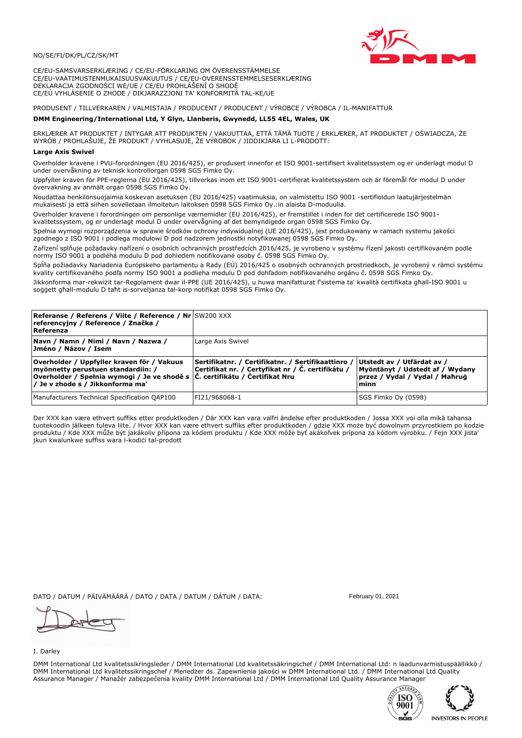NO/SE/FI/DK/PL/CZ/SK/MT

CE/EU-SAMSVARSERKLÆRING / CE/EU-FÖRKLARING OM ÖVERENSSTÄMMELSE
CE/EU-VAATIMUSTENMUKAISUUSVAKUUTUS / CE/EU-OVERENSSTEMMELSESERKLÆRING
DEKLARACJA ZGODNOŚCI WE/UE / CE/EU PROHLÁŠENÍ O SHODĚ
CE/EÚ VYHLÁSENIE O ZHODE / DIKJARAZZJONI TA' KONFORMITÀ TAL-KE/UE

PRODUSENT / TILLVERKAREN / VALMISTAJA / PRODUCENT / PRODUCENT / VÝROBCE / VÝROBCA / IL-MANIFATTUR

**DMM Engineering/International Ltd, Y Glyn, Llanberis, Gwynedd, LL55 4EL, Wales, UK**

ERKLÆRER AT PRODUKTET / INTYGAR ATT PRODUKTEN / VAKUUTTAA, ETTÄ TÄMÄ TUOTE / ERKLÆRER, AT PRODUKTET / OŚWIADCZA, ŻE WYRÓB / PROHLAŠUJE, ŽE PRODUKT / VYHLASUJE, ŽE VÝROBOK / JIDDIKJARA LI L-PRODOTT:

**Large Axis Swivel**

Overholder kravene i PVU-forordningen (EU 2016/425), er produsert innenfor et ISO 9001-sertifisert kvalitetssystem og er underlagt modul D under overvåkning av teknisk kontrollorgan 0598 SGS Fimko Oy.

Uppfyller kraven för PPE-reglerna (EU 2016/425), tillverkas inom ett ISO 9001-certifierat kvalitetssystem och är föremål för modul D under övervakning av anmält organ 0598 SGS Fimko Oy.

Noudattaa henkilönsuojaimia koskevan asetuksen (EU 2016/425) vaatimuksia, on valmistettu ISO 9001 -sertifioidun laatujärjestelmän mukaisesti ja että siihen sovelletaan ilmoitetun laitoksen 0598 SGS Fimko Oy.:in alaista D-moduulia.

Overholder kravene i forordningen om personlige værnemidler (EU 2016/425), er fremstillet i inden for det certificerede ISO 9001-kvalitetssystem, og er underlagt modul D under overvågning af det bemyndigede organ 0598 SGS Fimko Oy.

Spełnia wymogi rozporządzenia w sprawie środków ochrony indywidualnej (UE 2016/425), jest produkowany w ramach systemu jakości zgodnego z ISO 9001 i podlega modułowi D pod nadzorem jednostki notyfikowanej 0598 SGS Fimko Oy.

Zařízení splňuje požadavky nařízení o osobních ochranných prostředcích 2016/425, je vyrobeno v systému řízení jakosti certifikovaném podle normy ISO 9001 a podléhá modulu D pod dohledem notifikované osoby č. 0598 SGS Fimko Oy.

Spĺňa požiadavky Nariadenia Európskeho parlamentu a Rady (EÚ) 2016/425 o osobných ochranných prostriedkoch, je vyrobený v rámci systému kvality certifikovaného podľa normy ISO 9001 a podlieha modulu D pod dohľadom notifikovaného orgánu č. 0598 SGS Fimko Oy.

Jikkonforma mar-rekwiżit tar-Regolament dwar il-PPE (UE 2016/425), u huwa manifatturat f'sistema ta' kwalità ċertifikata għall-ISO 9001 u soġġett għall-modulu D taħt is-sorveljanza tal-korp notifikat 0598 SGS Fimko Oy.

| **Referanse / Referens / Viite / Reference / Nr referencyjny / Reference / Značka / Referenza** | SW200 XXX | |
|---|---|---|
| **Navn / Namn / Nimi / Navn / Nazwa / Jméno / Názov / Isem** | Large Axis Swivel | |
| **Overholder / Uppfyller kraven för / Vakuus myönnetty perustuen standardiin: / Overholder / Spełnia wymogi / Je ve shodě s / Je v zhode s / Jikkonforma ma'** | **Sertifikatnr. / Certifikatnr. / Sertifikaattinro / Certifikat nr. / Certyfikat nr / Č. certifikátu / Č. certifikátu / Ċertifikat Nru** | **Utstedt av / Utfärdat av / Myöntänyt / Udstedt af / Wydany przez / Vydal / Vydal / Maħruġ minn** |
| Manufacturers Technical Specification QAP100 | FI21/968068-1 | SGS Fimko Oy (0598) |

Der XXX kan være ethvert suffiks etter produktkoden / Där XXX kan vara valfri ändelse efter produktkoden / Jossa XXX voi olla mikä tahansa tuotekoodin jälkeen tuleva liite. / Hvor XXX kan være ethvert suffiks efter produktkoden / gdzie XXX może być dowolnym przyrostkiem po kodzie produktu / Kde XXX může být jakákoliv přípona za kódem produktu / Kde XXX môže byť akákoľvek prípona za kódom výrobku. / Fejn XXX jista' jkun kwalunkwe suffiss wara l-kodiċi tal-prodott

DATO / DATUM / PÄIVÄMÄÄRÄ / DATO / DATA / DATUM / DÁTUM / DATA: February 01, 2021

I. Darley

DMM International Ltd kvalitetssikringsleder / DMM International Ltd kvalitetssäkringschef / DMM International Ltd: n laadunvarmistuspäällikkö / DMM International Ltd kvalitetssikringschef / Menedżer ds. Zapewnienia jakości w DMM International Ltd. / DMM International Ltd Quality Assurance Manager / Manažér zabezpečenia kvality DMM International Ltd / DMM International Ltd Quality Assurance Manager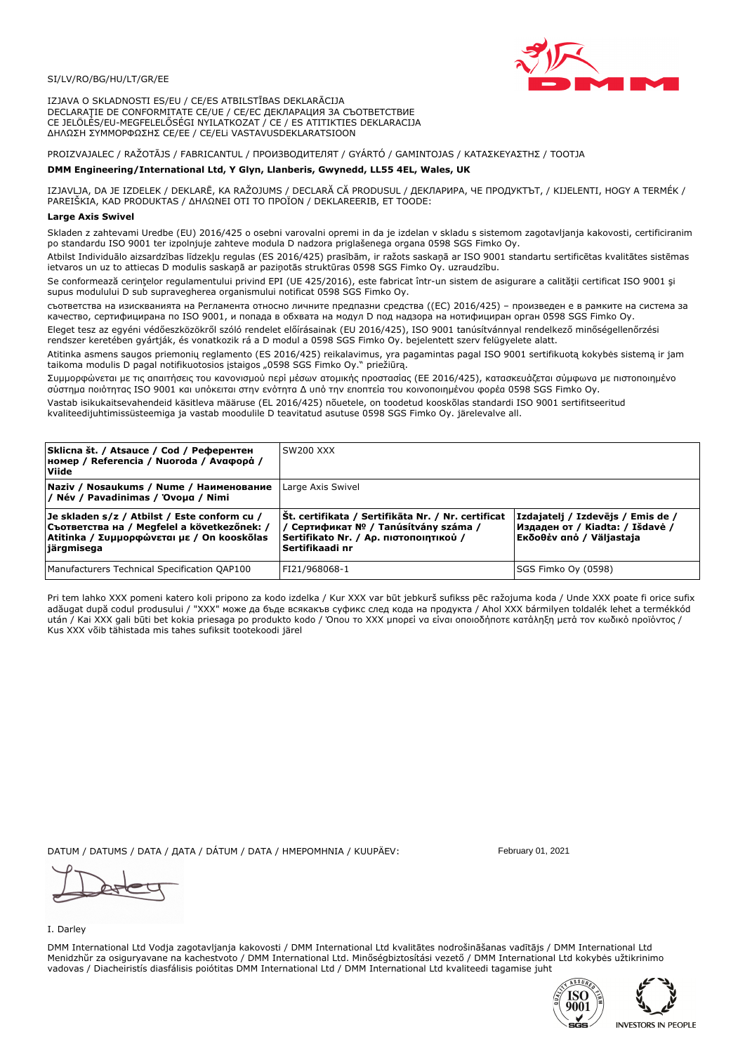SI/LV/RO/BG/HU/LT/GR/EE

IZJAVA O SKLADNOSTI ES/EU / CE/ES ATBILSTĪBAS DEKLARĀCIJA
DECLARAȚIE DE CONFORMITATE CE/UE / CE/EC ДЕКЛАРАЦИЯ ЗА СЪОТВЕТСТВИЕ
CE JELÖLÉS/EU-MEGFELELŐSÉGI NYILATKOZAT / CE / ES ATITIKTIES DEKLARACIJA
ΔΗΛΩΣΗ ΣΥΜΜΟΡΦΩΣΗΣ CE/EE / CE/ELi VASTAVUSDEKLARATSIOON

PROIZVAJALEC / RAŽOTĀJS / FABRICANTUL / ПРОИЗВОДИТЕЛЯТ / GYÁRTÓ / GAMINTOJAS / ΚΑΤΑΣΚΕΥΑΣΤΗΣ / TOOTJA

**DMM Engineering/International Ltd, Y Glyn, Llanberis, Gwynedd, LL55 4EL, Wales, UK**

IZJAVLJA, DA JE IZDELEK / DEKLARĒ, KA RAŽOJUMS / DECLARĂ CĂ PRODUSUL / ДЕКЛАРИРА, ЧЕ ПРОДУКТЪТ, / KIJELENTI, HOGY A TERMÉK / PAREIŠKIA, KAD PRODUKTAS / ΔΗΛΩΝΕΙ ΟΤΙ ΤΟ ΠΡΟΪΟΝ / DEKLAREERIB, ET TOODE:

**Large Axis Swivel**

Skladen z zahtevami Uredbe (EU) 2016/425 o osebni varovalni opremi in da je izdelan v skladu s sistemom zagotavljanja kakovosti, certificiranim po standardu ISO 9001 ter izpolnjuje zahteve modula D nadzora priglašenega organa 0598 SGS Fimko Oy.

Atbilst Individuālo aizsardzības līdzekļu regulas (ES 2016/425) prasībām, ir ražots saskaņā ar ISO 9001 standartu sertificētas kvalitātes sistēmas ietvaros un uz to attiecas D modulis saskaņā ar paziņotās struktūras 0598 SGS Fimko Oy. uzraudzību.

Se conformează cerințelor regulamentului privind EPI (UE 425/2016), este fabricat într-un sistem de asigurare a calității certificat ISO 9001 și supus modulului D sub supravegherea organismului notificat 0598 SGS Fimko Oy.

съответства на изискванията на Регламента относно личните предпазни средства ((ЕС) 2016/425) – произведен е в рамките на система за качество, сертифицирана по ISO 9001, и попада в обхвата на модул D под надзора на нотифициран орган 0598 SGS Fimko Oy.

Eleget tesz az egyéni védőeszközökről szóló rendelet előírásainak (EU 2016/425), ISO 9001 tanúsítvánnyal rendelkező minőségellenőrzési rendszer keretében gyártják, és vonatkozik rá a D modul a 0598 SGS Fimko Oy. bejelentett szerv felügyelete alatt.

Atitinka asmens saugos priemonių reglamento (ES 2016/425) reikalavimus, yra pagamintas pagal ISO 9001 sertifikuotą kokybės sistemą ir jam taikoma modulis D pagal notifikuotosios įstaigos „0598 SGS Fimko Oy." priežiūrą.

Συμμορφώνεται με τις απαιτήσεις του κανονισμού περί μέσων ατομικής προστασίας (ΕΕ 2016/425), κατασκευάζεται σύμφωνα με πιστοποιημένο σύστημα ποιότητας ISO 9001 και υπόκειται στην ενότητα Δ υπό την εποπτεία του κοινοποιημένου φορέα 0598 SGS Fimko Oy.

Vastab isikukaitsevahendeid käsitleva määruse (EL 2016/425) nõuetele, on toodetud kooskõlas standardi ISO 9001 sertifitseeritud kvaliteedijuhtimissüsteemiga ja vastab moodulile D teavitatud asutuse 0598 SGS Fimko Oy. järelevalve all.

| | | |
|---|---|---|
| **Sklicna št. / Atsauce / Cod / Референтен номер / Referencia / Nuoroda / Αναφορά / Viide** | SW200 XXX | |
| **Naziv / Nosaukums / Nume / Наименование / Név / Pavadinimas / Όνομα / Nimi** | Large Axis Swivel | |
| **Je skladen s/z / Atbilst / Este conform cu / Съответства на / Megfelel a következőnek: / Atitinka / Συμμορφώνεται με / On kooskõlas järgmisega** | **Št. certifikata / Sertifikāta Nr. / Nr. certificat / Сертификат № / Tanúsítvány száma / Sertifikato Nr. / Αρ. πιστοποιητικού / Sertifikaadi nr** | **Izdajatelj / Izdevējs / Emis de / Издаден от / Kiadta: / Išdavė / Εκδοθέν από / Väljastaja** |
| Manufacturers Technical Specification QAP100 | FI21/968068-1 | SGS Fimko Oy (0598) |

Pri tem lahko XXX pomeni katero koli pripono za kodo izdelka / Kur XXX var būt jebkurš sufikss pēc ražojuma koda / Unde XXX poate fi orice sufix adăugat după codul produsului / "XXX" може да бъде всякакъв суфикс след кода на продукта / Ahol XXX bármilyen toldalék lehet a termékkód után / Kai XXX gali būti bet kokia priesaga po produkto kodo / Όπου το XXX μπορεί να είναι οποιοδήποτε κατάληξη μετά τον κωδικό προϊόντος / Kus XXX võib tähistada mis tahes sufiksit tootekoodi järel

DATUM / DATUMS / DATA / ДАТА / DÁTUM / DATA / ΗΜΕΡΟΜΗΝΙΑ / KUUPÄEV: February 01, 2021

I. Darley

DMM International Ltd Vodja zagotavljanja kakovosti / DMM International Ltd kvalitātes nodrošināšanas vadītājs / DMM International Ltd Menidzhăr za osiguryavane na kachestvoto / DMM International Ltd. Minőségbiztosítási vezető / DMM International Ltd kokybės užtikrinimo vadovas / Diacheiristís diasfálisis poiótitas DMM International Ltd / DMM International Ltd kvaliteedi tagamise juht